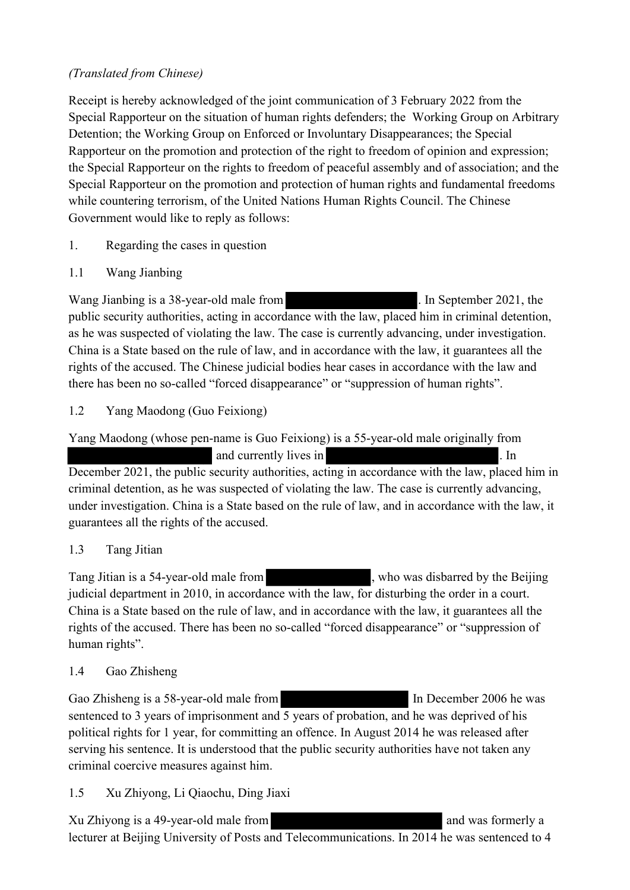*(Translated from Chinese)*

Receipt is hereby acknowledged of the joint communication of 3 February 2022 from the Special Rapporteur on the situation of human rights defenders; the Working Group on Arbitrary Detention; the Working Group on Enforced or Involuntary Disappearances; the Special Rapporteur on the promotion and protection of the right to freedom of opinion and expression; the Special Rapporteur on the rights to freedom of peaceful assembly and of association; and the Special Rapporteur on the promotion and protection of human rights and fundamental freedoms while countering terrorism, of the United Nations Human Rights Council. The Chinese Government would like to reply as follows:

1. Regarding the cases in question

1.1 Wang Jianbing

Wang Jianbing is a 38-year-old male from ██████████. In September 2021, the public security authorities, acting in accordance with the law, placed him in criminal detention, as he was suspected of violating the law. The case is currently advancing, under investigation. China is a State based on the rule of law, and in accordance with the law, it guarantees all the rights of the accused. The Chinese judicial bodies hear cases in accordance with the law and there has been no so-called "forced disappearance" or "suppression of human rights".

1.2 Yang Maodong (Guo Feixiong)

Yang Maodong (whose pen-name is Guo Feixiong) is a 55-year-old male originally from ██████████ and currently lives in ██████████. In December 2021, the public security authorities, acting in accordance with the law, placed him in criminal detention, as he was suspected of violating the law. The case is currently advancing, under investigation. China is a State based on the rule of law, and in accordance with the law, it guarantees all the rights of the accused.

1.3 Tang Jitian

Tang Jitian is a 54-year-old male from ██████████, who was disbarred by the Beijing judicial department in 2010, in accordance with the law, for disturbing the order in a court. China is a State based on the rule of law, and in accordance with the law, it guarantees all the rights of the accused. There has been no so-called "forced disappearance" or "suppression of human rights".

1.4 Gao Zhisheng

Gao Zhisheng is a 58-year-old male from ██████████ In December 2006 he was sentenced to 3 years of imprisonment and 5 years of probation, and he was deprived of his political rights for 1 year, for committing an offence. In August 2014 he was released after serving his sentence. It is understood that the public security authorities have not taken any criminal coercive measures against him.

1.5 Xu Zhiyong, Li Qiaochu, Ding Jiaxi

Xu Zhiyong is a 49-year-old male from ██████████ and was formerly a lecturer at Beijing University of Posts and Telecommunications. In 2014 he was sentenced to 4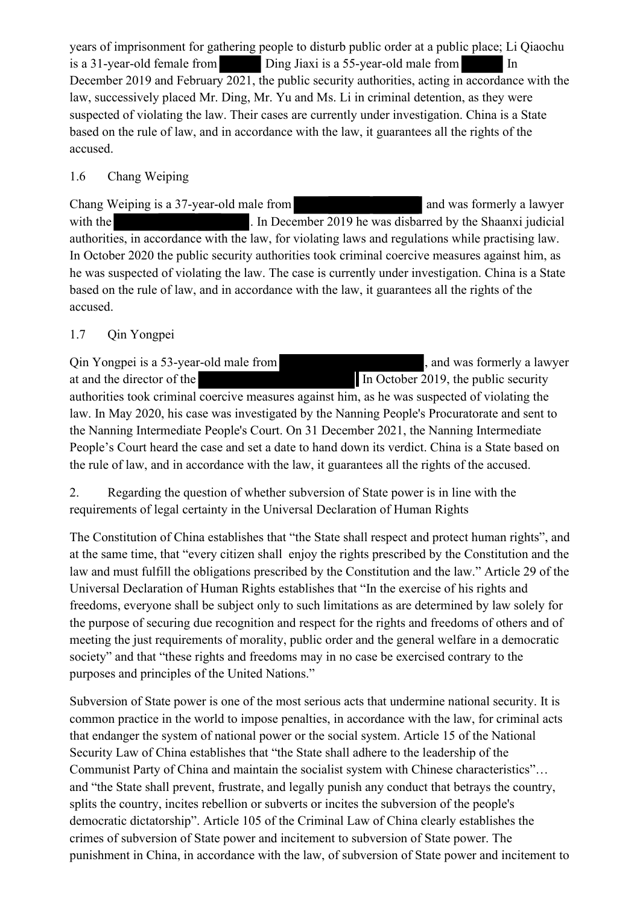years of imprisonment for gathering people to disturb public order at a public place; Li Qiaochu is a 31-year-old female from ██████ Ding Jiaxi is a 55-year-old male from ██████ In December 2019 and February 2021, the public security authorities, acting in accordance with the law, successively placed Mr. Ding, Mr. Yu and Ms. Li in criminal detention, as they were suspected of violating the law. Their cases are currently under investigation. China is a State based on the rule of law, and in accordance with the law, it guarantees all the rights of the accused.

1.6 Chang Weiping

Chang Weiping is a 37-year-old male from ██████████████ and was formerly a lawyer with the ██████████████. In December 2019 he was disbarred by the Shaanxi judicial authorities, in accordance with the law, for violating laws and regulations while practising law. In October 2020 the public security authorities took criminal coercive measures against him, as he was suspected of violating the law. The case is currently under investigation. China is a State based on the rule of law, and in accordance with the law, it guarantees all the rights of the accused.

1.7 Qin Yongpei

Qin Yongpei is a 53-year-old male from ██████████████████, and was formerly a lawyer at and the director of the ██████████████████ In October 2019, the public security authorities took criminal coercive measures against him, as he was suspected of violating the law. In May 2020, his case was investigated by the Nanning People's Procuratorate and sent to the Nanning Intermediate People's Court. On 31 December 2021, the Nanning Intermediate People's Court heard the case and set a date to hand down its verdict. China is a State based on the rule of law, and in accordance with the law, it guarantees all the rights of the accused.

2. Regarding the question of whether subversion of State power is in line with the requirements of legal certainty in the Universal Declaration of Human Rights

The Constitution of China establishes that "the State shall respect and protect human rights", and at the same time, that "every citizen shall enjoy the rights prescribed by the Constitution and the law and must fulfill the obligations prescribed by the Constitution and the law." Article 29 of the Universal Declaration of Human Rights establishes that "In the exercise of his rights and freedoms, everyone shall be subject only to such limitations as are determined by law solely for the purpose of securing due recognition and respect for the rights and freedoms of others and of meeting the just requirements of morality, public order and the general welfare in a democratic society" and that "these rights and freedoms may in no case be exercised contrary to the purposes and principles of the United Nations."

Subversion of State power is one of the most serious acts that undermine national security. It is common practice in the world to impose penalties, in accordance with the law, for criminal acts that endanger the system of national power or the social system. Article 15 of the National Security Law of China establishes that "the State shall adhere to the leadership of the Communist Party of China and maintain the socialist system with Chinese characteristics"… and "the State shall prevent, frustrate, and legally punish any conduct that betrays the country, splits the country, incites rebellion or subverts or incites the subversion of the people's democratic dictatorship". Article 105 of the Criminal Law of China clearly establishes the crimes of subversion of State power and incitement to subversion of State power. The punishment in China, in accordance with the law, of subversion of State power and incitement to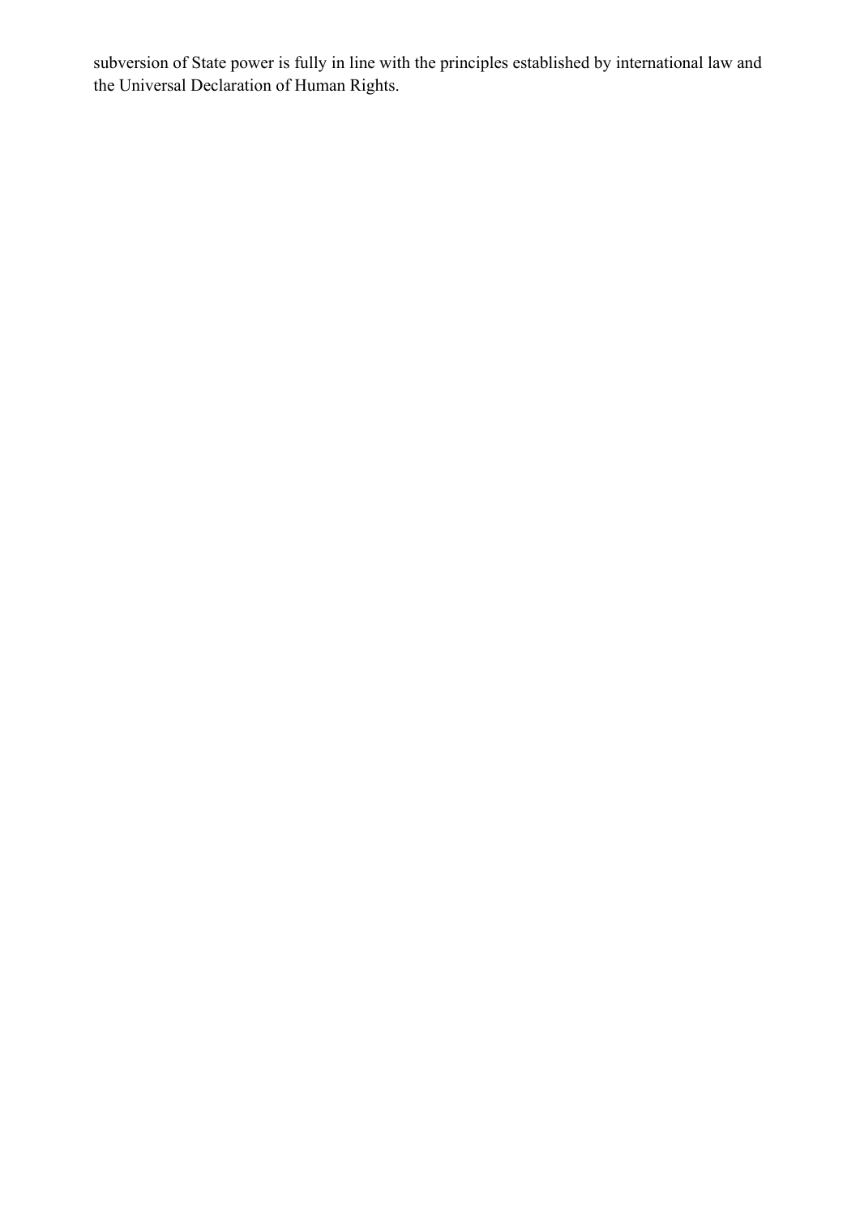subversion of State power is fully in line with the principles established by international law and the Universal Declaration of Human Rights.